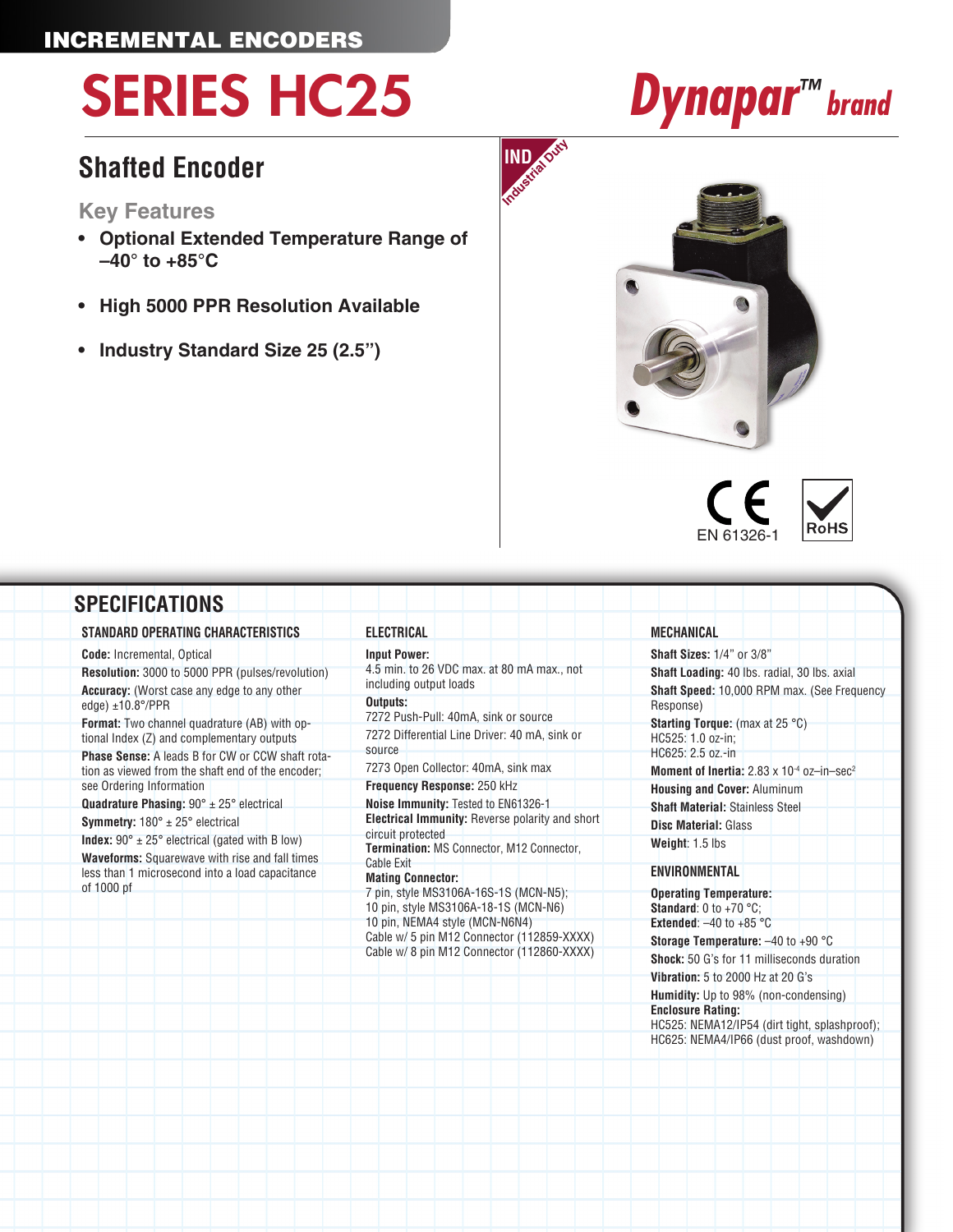INCREMENTAL ENCODERS

# SERIES HC25

Dynapar™ brand

## Shafted Encoder

### Key Features

- **Optional Extended Temperature Range of –40° to +85°C**
- **High 5000 PPR Resolution Available**
- **Industry Standard Size 25 (2.5")**

IND Industrial Duty

EN 61326-1

RoHS

## SPECIFICATIONS

### STANDARD OPERATING CHARACTERISTICS

**Code:** Incremental, Optical

**Resolution:** 3000 to 5000 PPR (pulses/revolution)

**Accuracy:** (Worst case any edge to any other edge) ±10.8°/PPR

**Format:** Two channel quadrature (AB) with optional Index (Z) and complementary outputs

**Phase Sense:** A leads B for CW or CCW shaft rotation as viewed from the shaft end of the encoder; see Ordering Information

**Quadrature Phasing:** 90° ± 25° electrical

**Symmetry:** 180° ± 25° electrical

**Index:** 90° ± 25° electrical (gated with B low)

**Waveforms:** Squarewave with rise and fall times less than 1 microsecond into a load capacitance of 1000 pf

### ELECTRICAL

**Input Power:**
4.5 min. to 26 VDC max. at 80 mA max., not including output loads

**Outputs:**
7272 Push-Pull: 40mA, sink or source
7272 Differential Line Driver: 40 mA, sink or source
7273 Open Collector: 40mA, sink max

**Frequency Response:** 250 kHz

**Noise Immunity:** Tested to EN61326-1

**Electrical Immunity:** Reverse polarity and short circuit protected

**Termination:** MS Connector, M12 Connector, Cable Exit

**Mating Connector:**
7 pin, style MS3106A-16S-1S (MCN-N5);
10 pin, style MS3106A-18-1S (MCN-N6)
10 pin, NEMA4 style (MCN-N6N4)
Cable w/ 5 pin M12 Connector (112859-XXXX)
Cable w/ 8 pin M12 Connector (112860-XXXX)

### MECHANICAL

**Shaft Sizes:** 1/4" or 3/8"

**Shaft Loading:** 40 lbs. radial, 30 lbs. axial

**Shaft Speed:** 10,000 RPM max. (See Frequency Response)

**Starting Torque:** (max at 25 °C)
HC525: 1.0 oz-in;
HC625: 2.5 oz.-in

**Moment of Inertia:** 2.83 x $10^{-4}$ oz–in–$sec^2$

**Housing and Cover:** Aluminum

**Shaft Material:** Stainless Steel

**Disc Material:** Glass

**Weight**: 1.5 lbs

### ENVIRONMENTAL

**Operating Temperature:**
**Standard**: 0 to +70 °C;
**Extended**: –40 to +85 °C

**Storage Temperature:** –40 to +90 °C

**Shock:** 50 G's for 11 milliseconds duration

**Vibration:** 5 to 2000 Hz at 20 G's

**Humidity:** Up to 98% (non-condensing)

**Enclosure Rating:**
HC525: NEMA12/IP54 (dirt tight, splashproof);
HC625: NEMA4/IP66 (dust proof, washdown)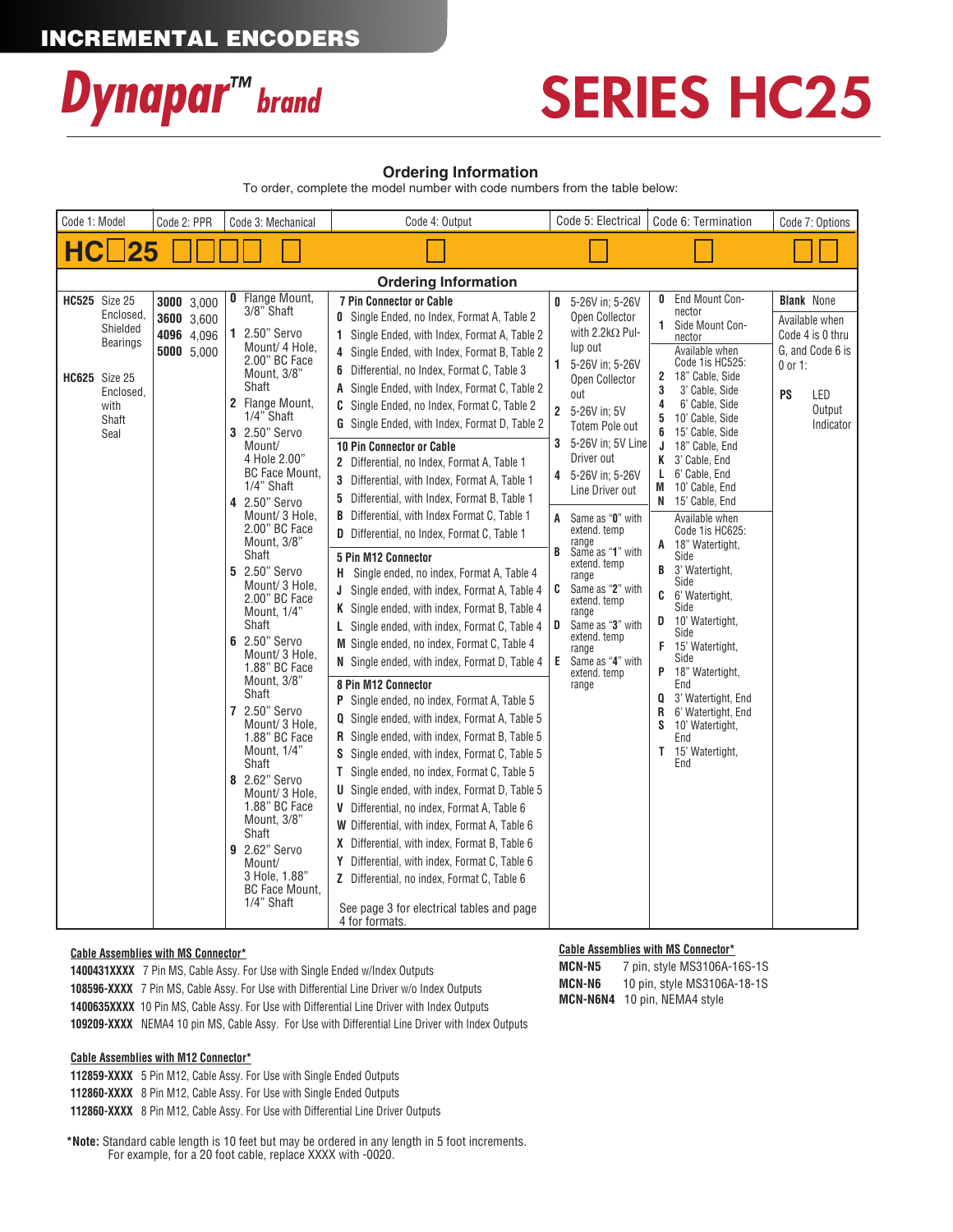INCREMENTAL ENCODERS

# Dynapar™ brand

# SERIES HC25

## Ordering Information

To order, complete the model number with code numbers from the table below:

| Code 1: Model | Code 2: PPR | Code 3: Mechanical | Code 4: Output | Code 5: Electrical | Code 6: Termination | Code 7: Options |
|---|---|---|---|---|---|---|
| HC☐25 | ☐☐☐☐ | ☐ | ☐ | ☐ | ☐ | ☐☐ |

### Ordering Information

| Code 1: Model | Code 2: PPR | Code 3: Mechanical | Code 4: Output | Code 5: Electrical | Code 6: Termination | Code 7: Options |
|---|---|---|---|---|---|---|
| **HC525** Size 25 Enclosed, Shielded Bearings<br><br>**HC625** Size 25 Enclosed, with Shaft Seal | **3000** 3,000<br>**3600** 3,600<br>**4096** 4,096<br>**5000** 5,000 | **0** Flange Mount, 3/8" Shaft<br>**1** 2.50" Servo Mount/ 4 Hole, 2.00" BC Face Mount, 3/8" Shaft<br>**2** Flange Mount, 1/4" Shaft<br>**3** 2.50" Servo Mount/ 4 Hole 2.00" BC Face Mount, 1/4" Shaft<br>**4** 2.50" Servo Mount/ 3 Hole, 2.00" BC Face Mount, 3/8" Shaft<br>**5** 2.50" Servo Mount/ 3 Hole, 2.00" BC Face Mount, 1/4" Shaft<br>**6** 2.50" Servo Mount/ 3 Hole, 1.88" BC Face Mount, 3/8" Shaft<br>**7** 2.50" Servo Mount/ 3 Hole, 1.88" BC Face Mount, 1/4" Shaft<br>**8** 2.62" Servo Mount/ 3 Hole, 1.88" BC Face Mount, 3/8" Shaft<br>**9** 2.62" Servo Mount/ 3 Hole, 1.88" BC Face Mount, 1/4" Shaft | **7 Pin Connector or Cable**<br>**0** Single Ended, no Index, Format A, Table 2<br>**1** Single Ended, with Index, Format A, Table 2<br>**4** Single Ended, with Index, Format B, Table 2<br>**6** Differential, no Index, Format C, Table 3<br>**A** Single Ended, with Index, Format C, Table 2<br>**C** Single Ended, no Index, Format C, Table 2<br>**G** Single Ended, with Index, Format D, Table 2<br><br>**10 Pin Connector or Cable**<br>**2** Differential, no Index, Format A, Table 1<br>**3** Differential, with Index, Format A, Table 1<br>**5** Differential, with Index, Format B, Table 1<br>**B** Differential, with Index Format C, Table 1<br>**D** Differential, no Index, Format C, Table 1<br><br>**5 Pin M12 Connector**<br>**H** Single ended, no index, Format A, Table 4<br>**J** Single ended, with index, Format A, Table 4<br>**K** Single ended, with index, Format B, Table 4<br>**L** Single ended, with index, Format C, Table 4<br>**M** Single ended, no index, Format C, Table 4<br>**N** Single ended, with index, Format D, Table 4<br><br>**8 Pin M12 Connector**<br>**P** Single ended, no index, Format A, Table 5<br>**Q** Single ended, with index, Format A, Table 5<br>**R** Single ended, with index, Format B, Table 5<br>**S** Single ended, with index, Format C, Table 5<br>**T** Single ended, no index, Format C, Table 5<br>**U** Single ended, with index, Format D, Table 5<br>**V** Differential, no index, Format A, Table 6<br>**W** Differential, with index, Format A, Table 6<br>**X** Differential, with index, Format B, Table 6<br>**Y** Differential, with index, Format C, Table 6<br>**Z** Differential, no index, Format C, Table 6<br><br>See page 3 for electrical tables and page 4 for formats. | **0** 5-26V in; 5-26V Open Collector with 2.2kΩ Pullup out<br>**1** 5-26V in; 5-26V Open Collector out<br>**2** 5-26V in; 5V Totem Pole out<br>**3** 5-26V in; 5V Line Driver out<br>**4** 5-26V in; 5-26V Line Driver out<br><br>**A** Same as "**0**" with extend. temp range<br>**B** Same as "**1**" with extend. temp range<br>**C** Same as "**2**" with extend. temp range<br>**D** Same as "**3**" with extend. temp range<br>**E** Same as "**4**" with extend. temp range | **0** End Mount Connector<br>**1** Side Mount Connector<br><br>Available when Code 1is HC525:<br>**2** 18" Cable, Side<br>**3** 3' Cable, Side<br>**4** 6' Cable, Side<br>**5** 10' Cable, Side<br>**6** 15' Cable, Side<br>**J** 18" Cable, End<br>**K** 3' Cable, End<br>**L** 6' Cable, End<br>**M** 10' Cable, End<br>**N** 15' Cable, End<br><br>Available when Code 1is HC625:<br>**A** 18" Watertight, Side<br>**B** 3' Watertight, Side<br>**C** 6' Watertight, Side<br>**D** 10' Watertight, Side<br>**F** 15' Watertight, Side<br>**P** 18" Watertight, End<br>**Q** 3' Watertight, End<br>**R** 6' Watertight, End<br>**S** 10' Watertight, End<br>**T** 15' Watertight, End | **Blank** None<br><br>Available when Code 4 is 0 thru G, and Code 6 is 0 or 1:<br><br>**PS** LED Output Indicator |

**Cable Assemblies with MS Connector***

**1400431XXXX** 7 Pin MS, Cable Assy. For Use with Single Ended w/Index Outputs
**108596-XXXX** 7 Pin MS, Cable Assy. For Use with Differential Line Driver w/o Index Outputs
**1400635XXXX** 10 Pin MS, Cable Assy. For Use with Differential Line Driver with Index Outputs
**109209-XXXX** NEMA4 10 pin MS, Cable Assy. For Use with Differential Line Driver with Index Outputs

**Cable Assemblies with M12 Connector***

**112859-XXXX** 5 Pin M12, Cable Assy. For Use with Single Ended Outputs
**112860-XXXX** 8 Pin M12, Cable Assy. For Use with Single Ended Outputs
**112860-XXXX** 8 Pin M12, Cable Assy. For Use with Differential Line Driver Outputs

**Cable Assemblies with MS Connector***

**MCN-N5** 7 pin, style MS3106A-16S-1S
**MCN-N6** 10 pin, style MS3106A-18-1S
**MCN-N6N4** 10 pin, NEMA4 style

***Note:** Standard cable length is 10 feet but may be ordered in any length in 5 foot increments. For example, for a 20 foot cable, replace XXXX with -0020.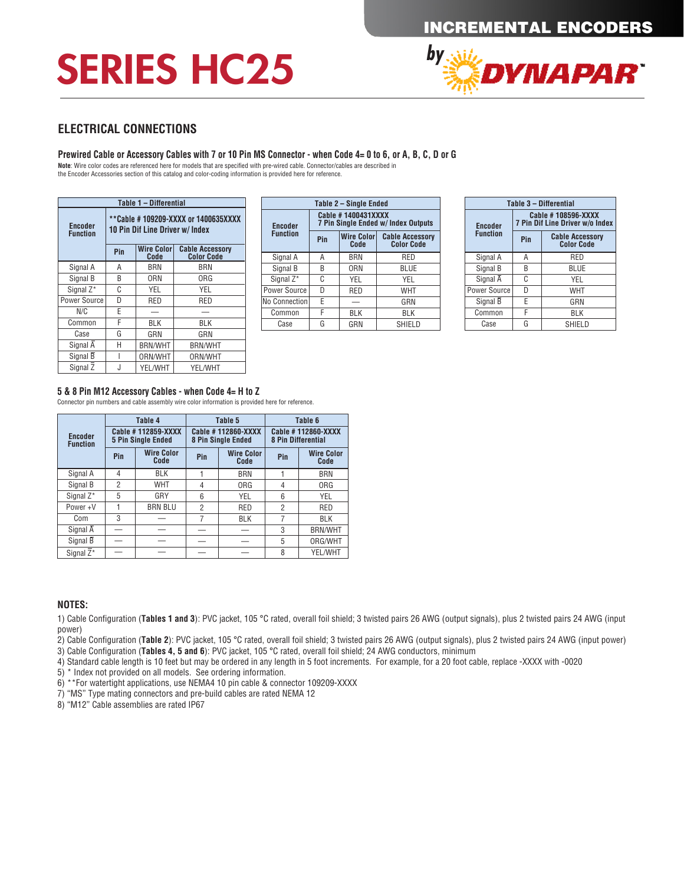# SERIES HC25

## ELECTRICAL CONNECTIONS

### Prewired Cable or Accessory Cables with 7 or 10 Pin MS Connector - when Code 4= 0 to 6, or A, B, C, D or G

**Note**: Wire color codes are referenced here for models that are specified with pre-wired cable. Connector/cables are described in the Encoder Accessories section of this catalog and color-coding information is provided here for reference.

**Table 1 – Differential**

| Encoder Function | **Cable # 109209-XXXX or 1400635XXXX 10 Pin Dif Line Driver w/ Index | | |
|---|---|---|---|
| | Pin | Wire Color Code | Cable Accessory Color Code |
| Signal A | A | BRN | BRN |
| Signal B | B | ORN | ORG |
| Signal Z* | C | YEL | YEL |
| Power Source | D | RED | RED |
| N/C | E | — | — |
| Common | F | BLK | BLK |
| Case | G | GRN | GRN |
| Signal $\overline{A}$ | H | BRN/WHT | BRN/WHT |
| Signal $\overline{B}$ | I | ORN/WHT | ORN/WHT |
| Signal $\overline{Z}$ | J | YEL/WHT | YEL/WHT |

**Table 2 – Single Ended**

| Encoder Function | Cable # 1400431XXXX 7 Pin Single Ended w/ Index Outputs | | |
|---|---|---|---|
| | Pin | Wire Color Code | Cable Accessory Color Code |
| Signal A | A | BRN | RED |
| Signal B | B | ORN | BLUE |
| Signal Z* | C | YEL | YEL |
| Power Source | D | RED | WHT |
| No Connection | E | — | GRN |
| Common | F | BLK | BLK |
| Case | G | GRN | SHIELD |

**Table 3 – Differential**

| Encoder Function | Cable # 108596-XXXX 7 Pin Dif Line Driver w/o Index | |
|---|---|---|
| | Pin | Cable Accessory Color Code |
| Signal A | A | RED |
| Signal B | B | BLUE |
| Signal $\overline{A}$ | C | YEL |
| Power Source | D | WHT |
| Signal $\overline{B}$ | E | GRN |
| Common | F | BLK |
| Case | G | SHIELD |

### 5 & 8 Pin M12 Accessory Cables - when Code 4= H to Z

Connector pin numbers and cable assembly wire color information is provided here for reference.

| Encoder Function | Table 4 Cable # 112859-XXXX 5 Pin Single Ended | | Table 5 Cable # 112860-XXXX 8 Pin Single Ended | | Table 6 Cable # 112860-XXXX 8 Pin Differential | |
|---|---|---|---|---|---|---|
| | Pin | Wire Color Code | Pin | Wire Color Code | Pin | Wire Color Code |
| Signal A | 4 | BLK | 1 | BRN | 1 | BRN |
| Signal B | 2 | WHT | 4 | ORG | 4 | ORG |
| Signal Z* | 5 | GRY | 6 | YEL | 6 | YEL |
| Power +V | 1 | BRN BLU | 2 | RED | 2 | RED |
| Com | 3 | — | 7 | BLK | 7 | BLK |
| Signal $\overline{A}$ | — | — | — | — | 3 | BRN/WHT |
| Signal $\overline{B}$ | — | — | — | — | 5 | ORG/WHT |
| Signal $\overline{Z}$* | — | — | — | — | 8 | YEL/WHT |

### NOTES:

1) Cable Configuration (**Tables 1 and 3**): PVC jacket, 105 °C rated, overall foil shield; 3 twisted pairs 26 AWG (output signals), plus 2 twisted pairs 24 AWG (input power)
2) Cable Configuration (**Table 2**): PVC jacket, 105 °C rated, overall foil shield; 3 twisted pairs 26 AWG (output signals), plus 2 twisted pairs 24 AWG (input power)
3) Cable Configuration (**Tables 4, 5 and 6**): PVC jacket, 105 °C rated, overall foil shield; 24 AWG conductors, minimum
4) Standard cable length is 10 feet but may be ordered in any length in 5 foot increments. For example, for a 20 foot cable, replace -XXXX with -0020
5) * Index not provided on all models. See ordering information.
6) **For watertight applications, use NEMA4 10 pin cable & connector 109209-XXXX
7) "MS" Type mating connectors and pre-build cables are rated NEMA 12
8) "M12" Cable assemblies are rated IP67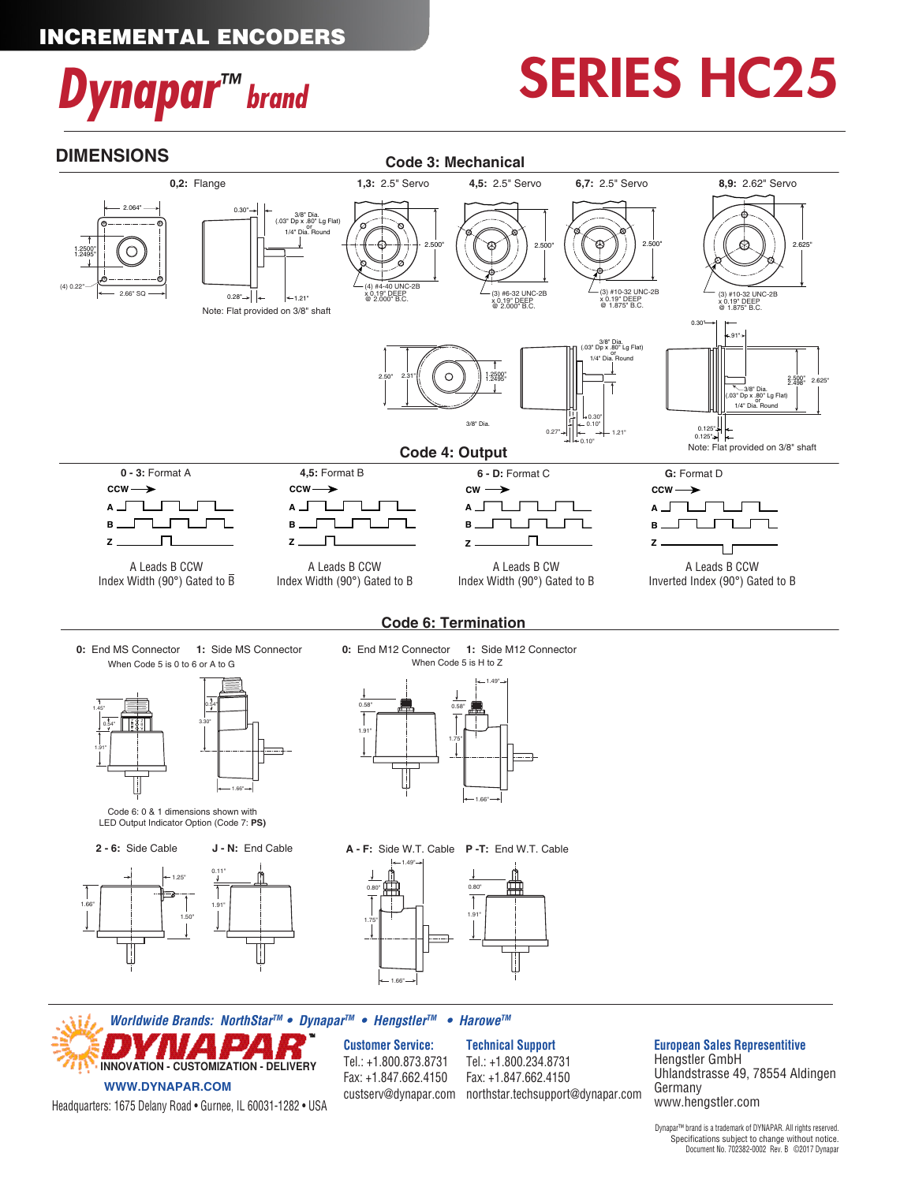INCREMENTAL ENCODERS

# Dynapar™ brand

# SERIES HC25

## DIMENSIONS

### Code 3: Mechanical

**0,2:** Flange

2.064"

1.2500"
1.2495"

(4) 0.22"

2.66" SQ

0.30"

3/8" Dia.
(.03" Dp x .80" Lg Flat)
or
1/4" Dia. Round

0.28"

1.21"

Note: Flat provided on 3/8" shaft

**1,3:** 2.5" Servo

2.500"

(4) #4-40 UNC-2B
x 0.19" DEEP
@ 2.000" B.C.

**4,5:** 2.5" Servo

2.500"

(3) #6-32 UNC-2B
x 0.19" DEEP
@ 2.000" B.C.

**6,7:** 2.5" Servo

2.500"

(3) #10-32 UNC-2B
x 0.19" DEEP
@ 1.875" B.C.

**8,9:** 2.62" Servo

2.625"

(3) #10-32 UNC-2B
x 0.19" DEEP
@ 1.875" B.C.

2.50"
2.31"

1.2500"
1.2495"

3/8" Dia.

3/8" Dia.
(.03" Dp x .80" Lg Flat)
or
1/4" Dia. Round

0.30"
0.10"
0.27"
1.21"
0.10"

0.30"
.91"

2.500"
2.498"
2.625"

3/8" Dia.
(.03" Dp x .80" Lg Flat)
or
1/4" Dia. Round

0.125"
0.125"

Note: Flat provided on 3/8" shaft

### Code 4: Output

**0 - 3:** Format A

CCW

A

B

Z

A Leads B CCW
Index Width (90°) Gated to $\overline{B}$

**4,5:** Format B

CCW

A

B

Z

A Leads B CCW
Index Width (90°) Gated to B

**6 - D:** Format C

CW

A

B

Z

A Leads B CW
Index Width (90°) Gated to B

**G:** Format D

CCW

A

B

Z

A Leads B CCW
Inverted Index (90°) Gated to B

### Code 6: Termination

**0:** End MS Connector **1:** Side MS Connector
When Code 5 is 0 to 6 or A to G

1.45"
0.54"
1.91"
0.54"
3.30"
1.66"

Code 6: 0 & 1 dimensions shown with
LED Output Indicator Option (Code 7: **PS**)

**0:** End M12 Connector **1:** Side M12 Connector
When Code 5 is H to Z

0.58"
1.91"
0.58"
1.49"
1.75"
1.66"

**2 - 6:** Side Cable **J - N:** End Cable

1.25"
1.66"
1.50"
0.11"
1.91"

**A - F:** Side W.T. Cable **P -T:** End W.T. Cable

1.49"
0.80"
1.75"
1.66"
0.80"
1.91"

*Worldwide Brands: NorthStar™ • Dynapar™ • Hengstler™ • Harowe™*

DYNAPAR™
INNOVATION - CUSTOMIZATION - DELIVERY

WWW.DYNAPAR.COM

Headquarters: 1675 Delany Road • Gurnee, IL 60031-1282 • USA

**Customer Service:**
Tel.: +1.800.873.8731
Fax: +1.847.662.4150
custserv@dynapar.com

**Technical Support**
Tel.: +1.800.234.8731
Fax: +1.847.662.4150
northstar.techsupport@dynapar.com

**European Sales Representitive**
Hengstler GmbH
Uhlandstrasse 49, 78554 Aldingen
Germany
www.hengstler.com

Dynapar™ brand is a trademark of DYNAPAR. All rights reserved.
Specifications subject to change without notice.
Document No. 702382-0002 Rev. B ©2017 Dynapar